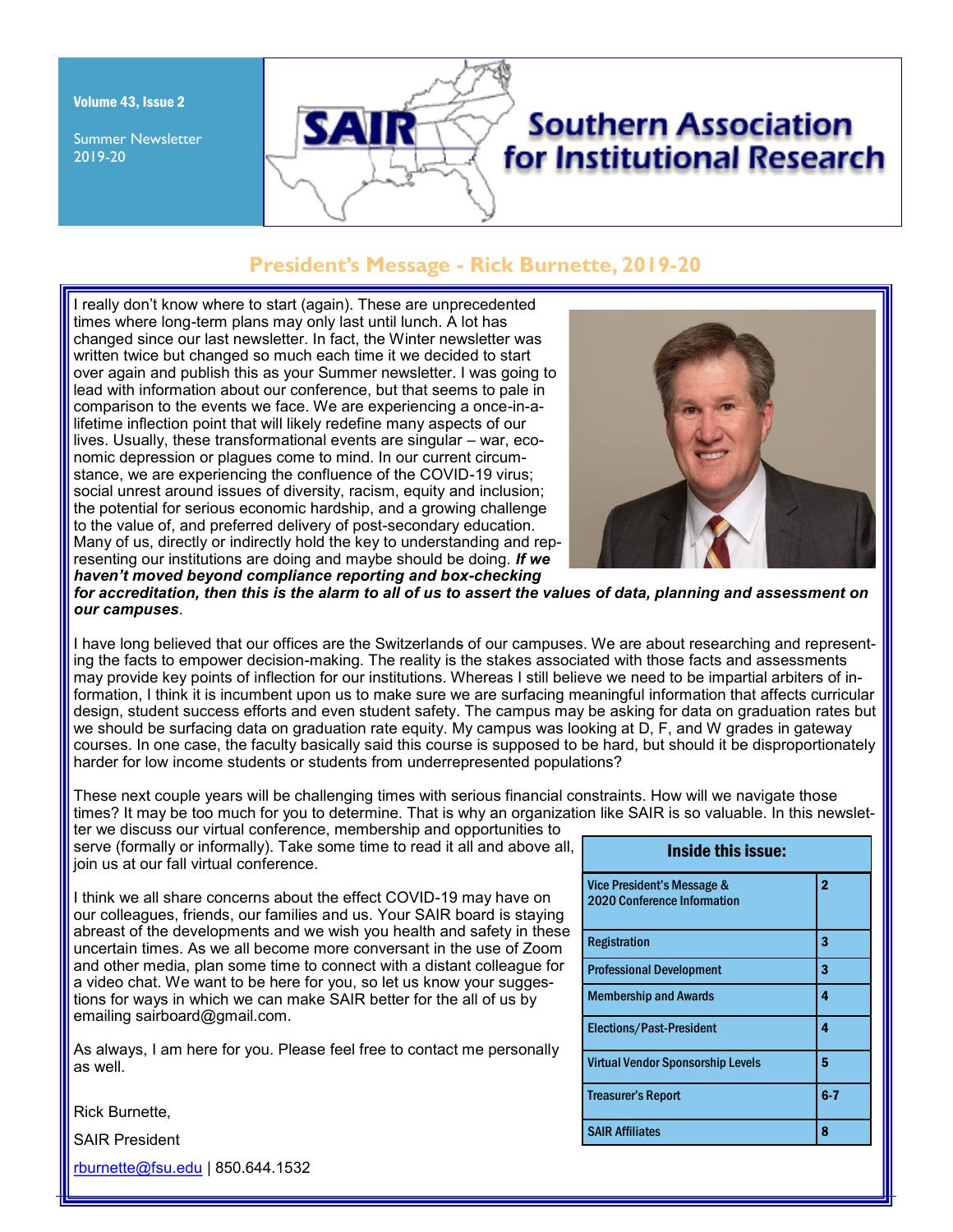Volume 43, Issue 2

Summer Newsletter 2019-20

# Southern Association for Institutional Research

## President's Message - Rick Burnette, 2019-20

I really don't know where to start (again). These are unprecedented times where long-term plans may only last until lunch. A lot has changed since our last newsletter. In fact, the Winter newsletter was written twice but changed so much each time it we decided to start over again and publish this as your Summer newsletter. I was going to lead with information about our conference, but that seems to pale in comparison to the events we face. We are experiencing a once-in-a-lifetime inflection point that will likely redefine many aspects of our lives. Usually, these transformational events are singular – war, economic depression or plagues come to mind. In our current circumstance, we are experiencing the confluence of the COVID-19 virus; social unrest around issues of diversity, racism, equity and inclusion; the potential for serious economic hardship, and a growing challenge to the value of, and preferred delivery of post-secondary education. Many of us, directly or indirectly hold the key to understanding and representing our institutions are doing and maybe should be doing. ***If we haven't moved beyond compliance reporting and box-checking for accreditation, then this is the alarm to all of us to assert the values of data, planning and assessment on our campuses***.

I have long believed that our offices are the Switzerlands of our campuses. We are about researching and representing the facts to empower decision-making. The reality is the stakes associated with those facts and assessments may provide key points of inflection for our institutions. Whereas I still believe we need to be impartial arbiters of information, I think it is incumbent upon us to make sure we are surfacing meaningful information that affects curricular design, student success efforts and even student safety. The campus may be asking for data on graduation rates but we should be surfacing data on graduation rate equity. My campus was looking at D, F, and W grades in gateway courses. In one case, the faculty basically said this course is supposed to be hard, but should it be disproportionately harder for low income students or students from underrepresented populations?

These next couple years will be challenging times with serious financial constraints. How will we navigate those times? It may be too much for you to determine. That is why an organization like SAIR is so valuable. In this newsletter we discuss our virtual conference, membership and opportunities to serve (formally or informally). Take some time to read it all and above all, join us at our fall virtual conference.

I think we all share concerns about the effect COVID-19 may have on our colleagues, friends, our families and us. Your SAIR board is staying abreast of the developments and we wish you health and safety in these uncertain times. As we all become more conversant in the use of Zoom and other media, plan some time to connect with a distant colleague for a video chat. We want to be here for you, so let us know your suggestions for ways in which we can make SAIR better for the all of us by emailing sairboard@gmail.com.

As always, I am here for you. Please feel free to contact me personally as well.

Rick Burnette,

SAIR President

rburnette@fsu.edu | 850.644.1532

| Inside this issue: | |
|---|---|
| Vice President's Message & 2020 Conference Information | 2 |
| Registration | 3 |
| Professional Development | 3 |
| Membership and Awards | 4 |
| Elections/Past-President | 4 |
| Virtual Vendor Sponsorship Levels | 5 |
| Treasurer's Report | 6-7 |
| SAIR Affiliates | 8 |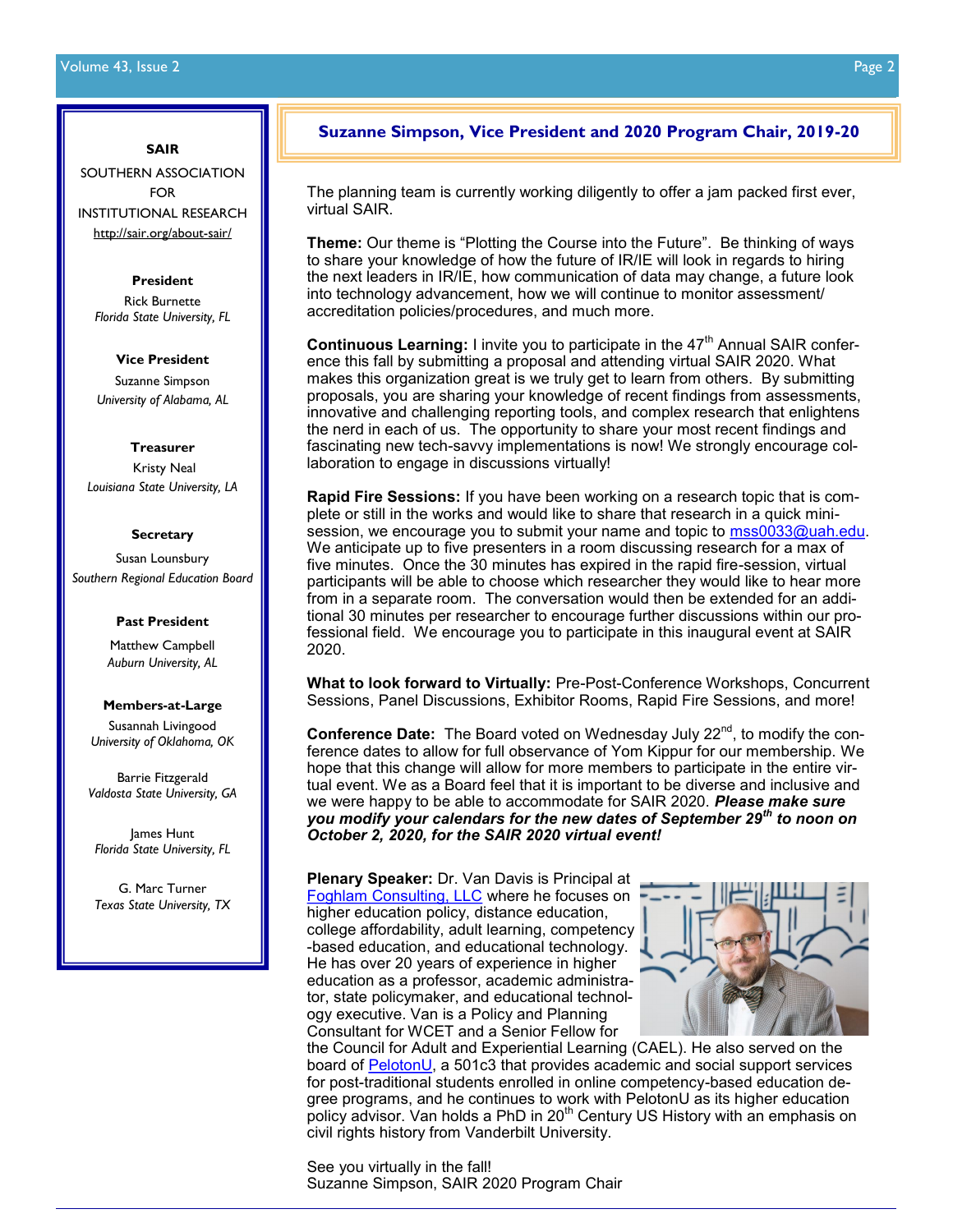**SAIR**

SOUTHERN ASSOCIATION FOR INSTITUTIONAL RESEARCH

http://sair.org/about-sair/

**President**

Rick Burnette
*Florida State University, FL*

**Vice President**

Suzanne Simpson
*University of Alabama, AL*

**Treasurer**

Kristy Neal
*Louisiana State University, LA*

**Secretary**

Susan Lounsbury
*Southern Regional Education Board*

**Past President**

Matthew Campbell
*Auburn University, AL*

**Members-at-Large**

Susannah Livingood
*University of Oklahoma, OK*

Barrie Fitzgerald
*Valdosta State University, GA*

James Hunt
*Florida State University, FL*

G. Marc Turner
*Texas State University, TX*

## Suzanne Simpson, Vice President and 2020 Program Chair, 2019-20

The planning team is currently working diligently to offer a jam packed first ever, virtual SAIR.

**Theme:** Our theme is "Plotting the Course into the Future". Be thinking of ways to share your knowledge of how the future of IR/IE will look in regards to hiring the next leaders in IR/IE, how communication of data may change, a future look into technology advancement, how we will continue to monitor assessment/accreditation policies/procedures, and much more.

**Continuous Learning:** I invite you to participate in the 47th Annual SAIR conference this fall by submitting a proposal and attending virtual SAIR 2020. What makes this organization great is we truly get to learn from others. By submitting proposals, you are sharing your knowledge of recent findings from assessments, innovative and challenging reporting tools, and complex research that enlightens the nerd in each of us. The opportunity to share your most recent findings and fascinating new tech-savvy implementations is now! We strongly encourage collaboration to engage in discussions virtually!

**Rapid Fire Sessions:** If you have been working on a research topic that is complete or still in the works and would like to share that research in a quick mini-session, we encourage you to submit your name and topic to mss0033@uah.edu. We anticipate up to five presenters in a room discussing research for a max of five minutes. Once the 30 minutes has expired in the rapid fire-session, virtual participants will be able to choose which researcher they would like to hear more from in a separate room. The conversation would then be extended for an additional 30 minutes per researcher to encourage further discussions within our professional field. We encourage you to participate in this inaugural event at SAIR 2020.

**What to look forward to Virtually:** Pre-Post-Conference Workshops, Concurrent Sessions, Panel Discussions, Exhibitor Rooms, Rapid Fire Sessions, and more!

**Conference Date:** The Board voted on Wednesday July 22nd, to modify the conference dates to allow for full observance of Yom Kippur for our membership. We hope that this change will allow for more members to participate in the entire virtual event. We as a Board feel that it is important to be diverse and inclusive and we were happy to be able to accommodate for SAIR 2020. ***Please make sure you modify your calendars for the new dates of September 29th to noon on October 2, 2020, for the SAIR 2020 virtual event!***

**Plenary Speaker:** Dr. Van Davis is Principal at Foghlam Consulting, LLC where he focuses on higher education policy, distance education, college affordability, adult learning, competency-based education, and educational technology. He has over 20 years of experience in higher education as a professor, academic administrator, state policymaker, and educational technology executive. Van is a Policy and Planning Consultant for WCET and a Senior Fellow for the Council for Adult and Experiential Learning (CAEL). He also served on the board of PelotonU, a 501c3 that provides academic and social support services for post-traditional students enrolled in online competency-based education degree programs, and he continues to work with PelotonU as its higher education policy advisor. Van holds a PhD in 20th Century US History with an emphasis on civil rights history from Vanderbilt University.

See you virtually in the fall!
Suzanne Simpson, SAIR 2020 Program Chair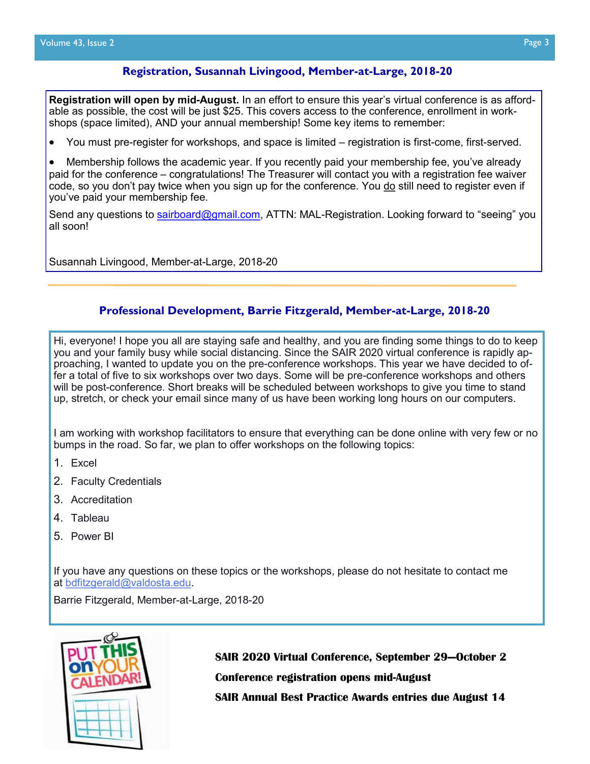## Registration, Susannah Livingood, Member-at-Large, 2018-20

**Registration will open by mid-August.** In an effort to ensure this year's virtual conference is as affordable as possible, the cost will be just $25. This covers access to the conference, enrollment in workshops (space limited), AND your annual membership! Some key items to remember:

- You must pre-register for workshops, and space is limited – registration is first-come, first-served.
- Membership follows the academic year. If you recently paid your membership fee, you've already paid for the conference – congratulations! The Treasurer will contact you with a registration fee waiver code, so you don't pay twice when you sign up for the conference. You do still need to register even if you've paid your membership fee.

Send any questions to sairboard@gmail.com, ATTN: MAL-Registration. Looking forward to "seeing" you all soon!

Susannah Livingood, Member-at-Large, 2018-20

## Professional Development, Barrie Fitzgerald, Member-at-Large, 2018-20

Hi, everyone! I hope you all are staying safe and healthy, and you are finding some things to do to keep you and your family busy while social distancing. Since the SAIR 2020 virtual conference is rapidly approaching, I wanted to update you on the pre-conference workshops. This year we have decided to offer a total of five to six workshops over two days. Some will be pre-conference workshops and others will be post-conference. Short breaks will be scheduled between workshops to give you time to stand up, stretch, or check your email since many of us have been working long hours on our computers.

I am working with workshop facilitators to ensure that everything can be done online with very few or no bumps in the road. So far, we plan to offer workshops on the following topics:

1. Excel
2. Faculty Credentials
3. Accreditation
4. Tableau
5. Power BI

If you have any questions on these topics or the workshops, please do not hesitate to contact me at bdfitzgerald@valdosta.edu.

Barrie Fitzgerald, Member-at-Large, 2018-20

PUT THIS on YOUR CALENDAR!

**SAIR 2020 Virtual Conference, September 29—October 2**

**Conference registration opens mid-August**

**SAIR Annual Best Practice Awards entries due August 14**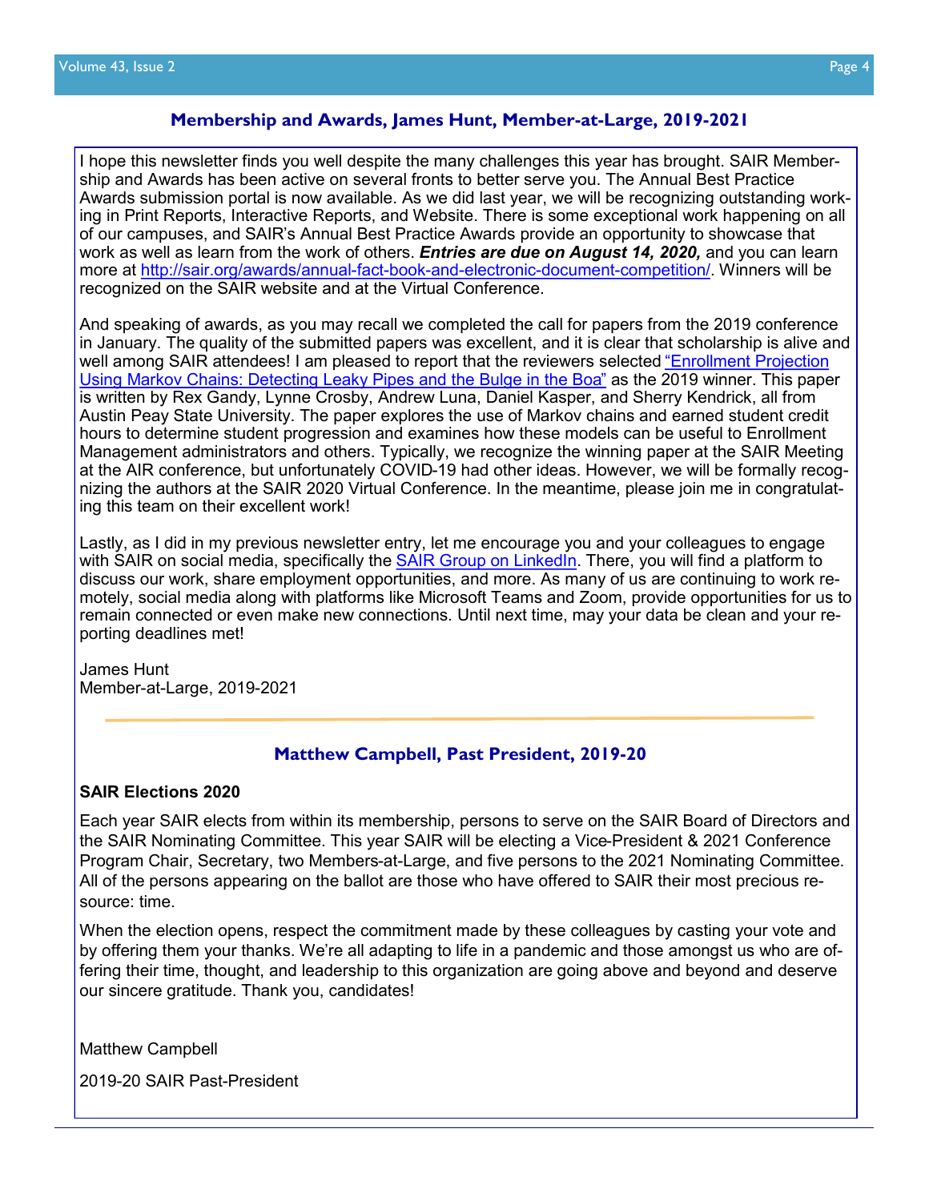## Membership and Awards, James Hunt, Member-at-Large, 2019-2021

I hope this newsletter finds you well despite the many challenges this year has brought. SAIR Membership and Awards has been active on several fronts to better serve you. The Annual Best Practice Awards submission portal is now available. As we did last year, we will be recognizing outstanding working in Print Reports, Interactive Reports, and Website. There is some exceptional work happening on all of our campuses, and SAIR's Annual Best Practice Awards provide an opportunity to showcase that work as well as learn from the work of others. ***Entries are due on August 14, 2020,*** and you can learn more at [http://sair.org/awards/annual-fact-book-and-electronic-document-competition/](http://sair.org/awards/annual-fact-book-and-electronic-document-competition/). Winners will be recognized on the SAIR website and at the Virtual Conference.

And speaking of awards, as you may recall we completed the call for papers from the 2019 conference in January. The quality of the submitted papers was excellent, and it is clear that scholarship is alive and well among SAIR attendees! I am pleased to report that the reviewers selected "Enrollment Projection Using Markov Chains: Detecting Leaky Pipes and the Bulge in the Boa" as the 2019 winner. This paper is written by Rex Gandy, Lynne Crosby, Andrew Luna, Daniel Kasper, and Sherry Kendrick, all from Austin Peay State University. The paper explores the use of Markov chains and earned student credit hours to determine student progression and examines how these models can be useful to Enrollment Management administrators and others. Typically, we recognize the winning paper at the SAIR Meeting at the AIR conference, but unfortunately COVID-19 had other ideas. However, we will be formally recognizing the authors at the SAIR 2020 Virtual Conference. In the meantime, please join me in congratulating this team on their excellent work!

Lastly, as I did in my previous newsletter entry, let me encourage you and your colleagues to engage with SAIR on social media, specifically the SAIR Group on LinkedIn. There, you will find a platform to discuss our work, share employment opportunities, and more. As many of us are continuing to work remotely, social media along with platforms like Microsoft Teams and Zoom, provide opportunities for us to remain connected or even make new connections. Until next time, may your data be clean and your reporting deadlines met!

James Hunt
Member-at-Large, 2019-2021

---

## Matthew Campbell, Past President, 2019-20

**SAIR Elections 2020**

Each year SAIR elects from within its membership, persons to serve on the SAIR Board of Directors and the SAIR Nominating Committee. This year SAIR will be electing a Vice-President & 2021 Conference Program Chair, Secretary, two Members-at-Large, and five persons to the 2021 Nominating Committee. All of the persons appearing on the ballot are those who have offered to SAIR their most precious resource: time.

When the election opens, respect the commitment made by these colleagues by casting your vote and by offering them your thanks. We're all adapting to life in a pandemic and those amongst us who are offering their time, thought, and leadership to this organization are going above and beyond and deserve our sincere gratitude. Thank you, candidates!

Matthew Campbell

2019-20 SAIR Past-President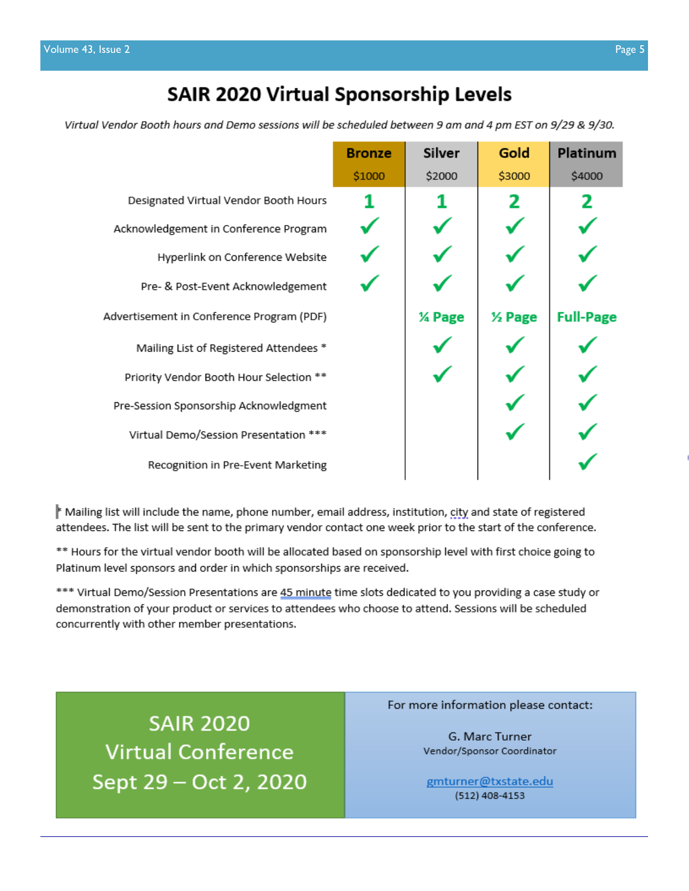# SAIR 2020 Virtual Sponsorship Levels

*Virtual Vendor Booth hours and Demo sessions will be scheduled between 9 am and 4 pm EST on 9/29 & 9/30.*

| | Bronze $1000 | Silver $2000 | Gold $3000 | Platinum $4000 |
|---|---|---|---|---|
| Designated Virtual Vendor Booth Hours | 1 | 1 | 2 | 2 |
| Acknowledgement in Conference Program | ✓ | ✓ | ✓ | ✓ |
| Hyperlink on Conference Website | ✓ | ✓ | ✓ | ✓ |
| Pre- & Post-Event Acknowledgement | ✓ | ✓ | ✓ | ✓ |
| Advertisement in Conference Program (PDF) | | ¼ Page | ½ Page | Full-Page |
| Mailing List of Registered Attendees * | | ✓ | ✓ | ✓ |
| Priority Vendor Booth Hour Selection ** | | ✓ | ✓ | ✓ |
| Pre-Session Sponsorship Acknowledgment | | | ✓ | ✓ |
| Virtual Demo/Session Presentation *** | | | ✓ | ✓ |
| Recognition in Pre-Event Marketing | | | | ✓ |

* Mailing list will include the name, phone number, email address, institution, city and state of registered attendees. The list will be sent to the primary vendor contact one week prior to the start of the conference.

** Hours for the virtual vendor booth will be allocated based on sponsorship level with first choice going to Platinum level sponsors and order in which sponsorships are received.

*** Virtual Demo/Session Presentations are 45 minute time slots dedicated to you providing a case study or demonstration of your product or services to attendees who choose to attend. Sessions will be scheduled concurrently with other member presentations.

**SAIR 2020**
**Virtual Conference**
**Sept 29 – Oct 2, 2020**

For more information please contact:

G. Marc Turner
Vendor/Sponsor Coordinator

gmturner@txstate.edu
(512) 408-4153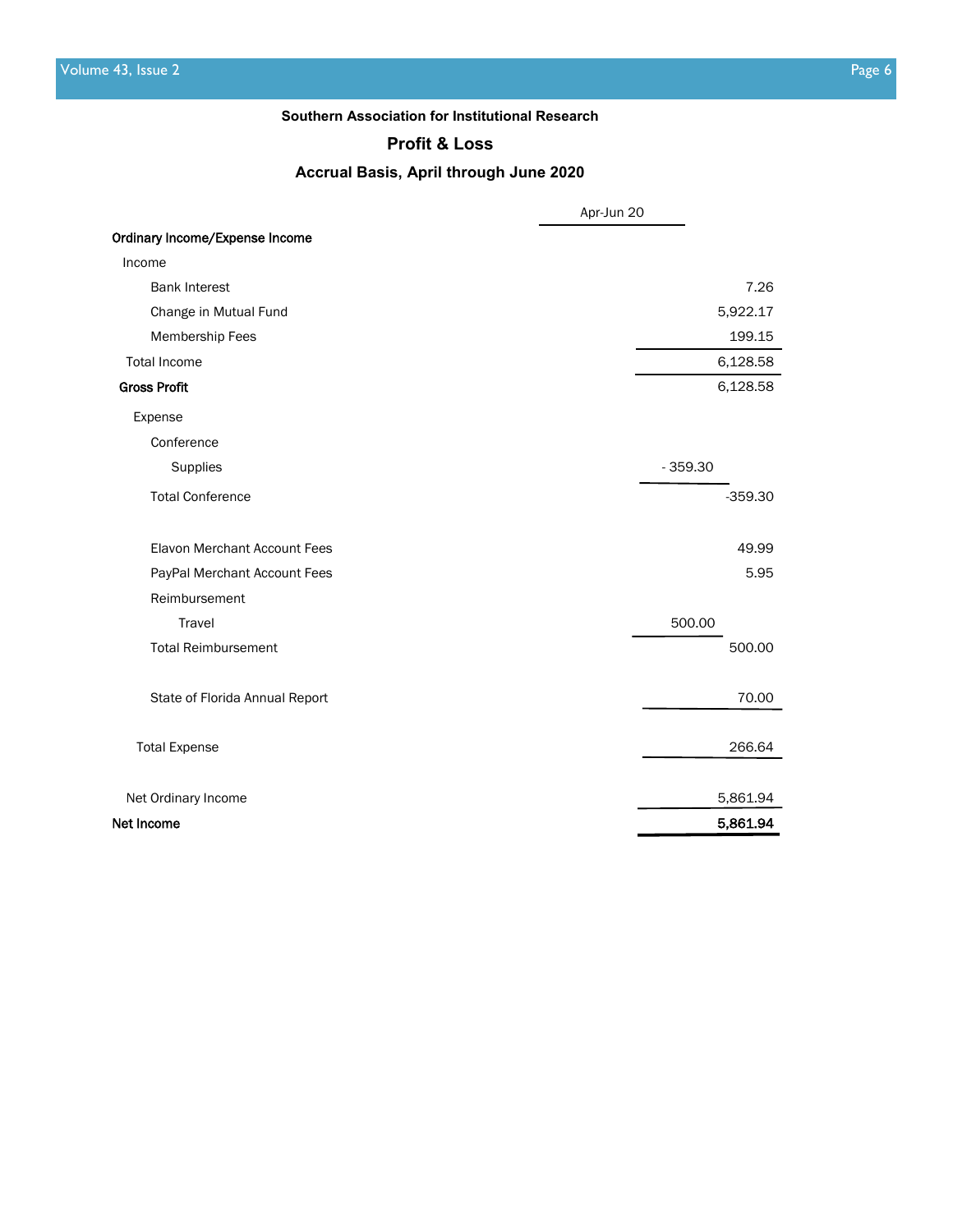**Southern Association for Institutional Research**

## Profit & Loss

### Accrual Basis, April through June 2020

| | | Apr-Jun 20 |
|---|---|---|
| **Ordinary Income/Expense Income** | | |
| Income | | |
| Bank Interest | | 7.26 |
| Change in Mutual Fund | | 5,922.17 |
| Membership Fees | | 199.15 |
| Total Income | | 6,128.58 |
| **Gross Profit** | | 6,128.58 |
| Expense | | |
| Conference | | |
| Supplies | - 359.30 | |
| Total Conference | | -359.30 |
| Elavon Merchant Account Fees | | 49.99 |
| PayPal Merchant Account Fees | | 5.95 |
| Reimbursement | | |
| Travel | 500.00 | |
| Total Reimbursement | | 500.00 |
| State of Florida Annual Report | | 70.00 |
| Total Expense | | 266.64 |
| Net Ordinary Income | | 5,861.94 |
| **Net Income** | | **5,861.94** |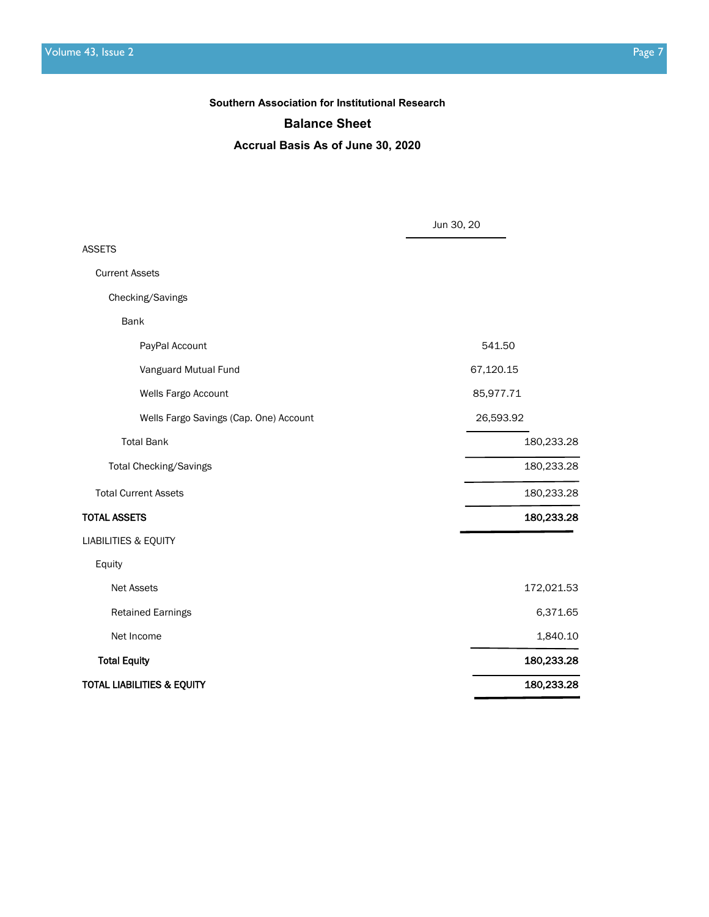**Southern Association for Institutional Research**

## Balance Sheet

**Accrual Basis As of June 30, 2020**

| | | Jun 30, 20 |
|---|---|---|
| ASSETS | | |
| Current Assets | | |
| Checking/Savings | | |
| Bank | | |
| PayPal Account | 541.50 | |
| Vanguard Mutual Fund | 67,120.15 | |
| Wells Fargo Account | 85,977.71 | |
| Wells Fargo Savings (Cap. One) Account | 26,593.92 | |
| Total Bank | | 180,233.28 |
| Total Checking/Savings | | 180,233.28 |
| Total Current Assets | | 180,233.28 |
| **TOTAL ASSETS** | | **180,233.28** |
| LIABILITIES & EQUITY | | |
| Equity | | |
| Net Assets | | 172,021.53 |
| Retained Earnings | | 6,371.65 |
| Net Income | | 1,840.10 |
| **Total Equity** | | **180,233.28** |
| **TOTAL LIABILITIES & EQUITY** | | **180,233.28** |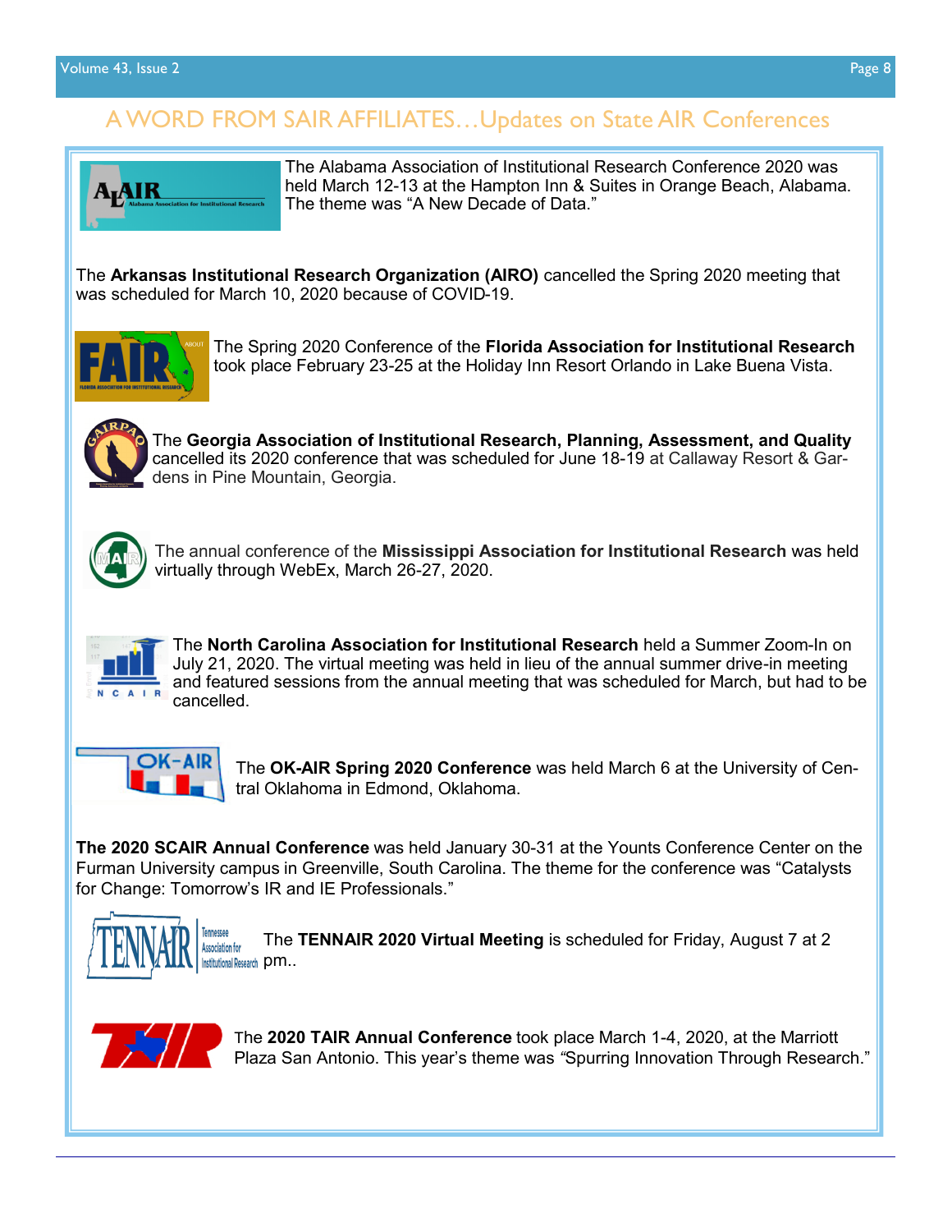## A WORD FROM SAIR AFFILIATES…Updates on State AIR Conferences

The Alabama Association of Institutional Research Conference 2020 was held March 12-13 at the Hampton Inn & Suites in Orange Beach, Alabama. The theme was "A New Decade of Data."

The **Arkansas Institutional Research Organization (AIRO)** cancelled the Spring 2020 meeting that was scheduled for March 10, 2020 because of COVID-19.

The Spring 2020 Conference of the **Florida Association for Institutional Research** took place February 23-25 at the Holiday Inn Resort Orlando in Lake Buena Vista.

The **Georgia Association of Institutional Research, Planning, Assessment, and Quality** cancelled its 2020 conference that was scheduled for June 18-19 at Callaway Resort & Gardens in Pine Mountain, Georgia.

The annual conference of the **Mississippi Association for Institutional Research** was held virtually through WebEx, March 26-27, 2020.

The **North Carolina Association for Institutional Research** held a Summer Zoom-In on July 21, 2020. The virtual meeting was held in lieu of the annual summer drive-in meeting and featured sessions from the annual meeting that was scheduled for March, but had to be cancelled.

The **OK-AIR Spring 2020 Conference** was held March 6 at the University of Central Oklahoma in Edmond, Oklahoma.

**The 2020 SCAIR Annual Conference** was held January 30-31 at the Younts Conference Center on the Furman University campus in Greenville, South Carolina. The theme for the conference was "Catalysts for Change: Tomorrow's IR and IE Professionals."

The **TENNAIR 2020 Virtual Meeting** is scheduled for Friday, August 7 at 2 pm..

The **2020 TAIR Annual Conference** took place March 1-4, 2020, at the Marriott Plaza San Antonio. This year's theme was "Spurring Innovation Through Research."